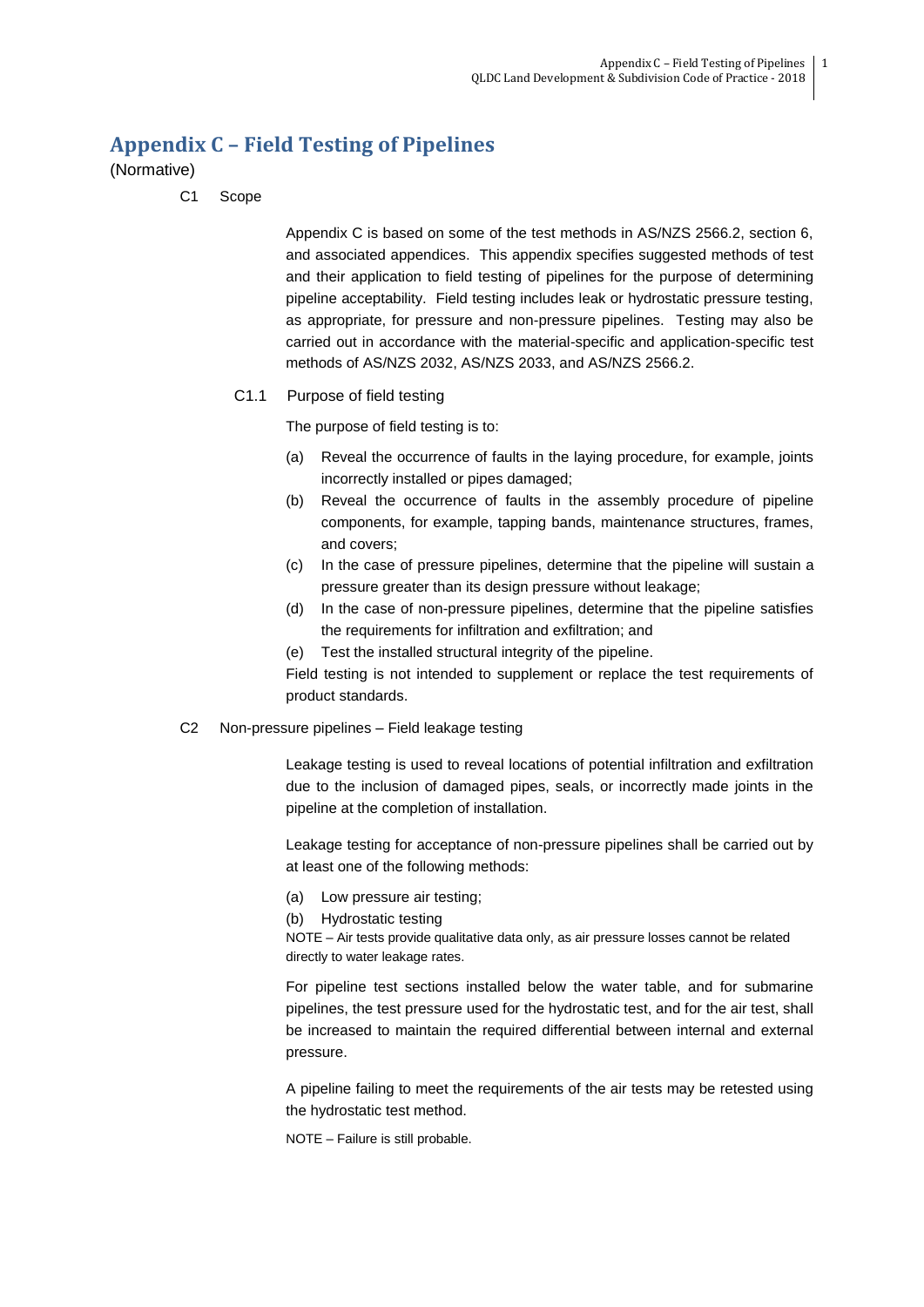# Appendix C – Field Testing of Pipelines

(Normative)

## C1 Scope

Appendix C is based on some of the test methods in AS/NZS 2566.2, section 6, and associated appendices. This appendix specifies suggested methods of test and their application to field testing of pipelines for the purpose of determining pipeline acceptability. Field testing includes leak or hydrostatic pressure testing, as appropriate, for pressure and non-pressure pipelines. Testing may also be carried out in accordance with the material-specific and application-specific test methods of AS/NZS 2032, AS/NZS 2033, and AS/NZS 2566.2.

### C1.1 Purpose of field testing

The purpose of field testing is to:

(a) Reveal the occurrence of faults in the laying procedure, for example, joints incorrectly installed or pipes damaged;

(b) Reveal the occurrence of faults in the assembly procedure of pipeline components, for example, tapping bands, maintenance structures, frames, and covers;

(c) In the case of pressure pipelines, determine that the pipeline will sustain a pressure greater than its design pressure without leakage;

(d) In the case of non-pressure pipelines, determine that the pipeline satisfies the requirements for infiltration and exfiltration; and

(e) Test the installed structural integrity of the pipeline.

Field testing is not intended to supplement or replace the test requirements of product standards.

## C2 Non-pressure pipelines – Field leakage testing

Leakage testing is used to reveal locations of potential infiltration and exfiltration due to the inclusion of damaged pipes, seals, or incorrectly made joints in the pipeline at the completion of installation.

Leakage testing for acceptance of non-pressure pipelines shall be carried out by at least one of the following methods:

(a) Low pressure air testing;

(b) Hydrostatic testing

NOTE – Air tests provide qualitative data only, as air pressure losses cannot be related directly to water leakage rates.

For pipeline test sections installed below the water table, and for submarine pipelines, the test pressure used for the hydrostatic test, and for the air test, shall be increased to maintain the required differential between internal and external pressure.

A pipeline failing to meet the requirements of the air tests may be retested using the hydrostatic test method.

NOTE – Failure is still probable.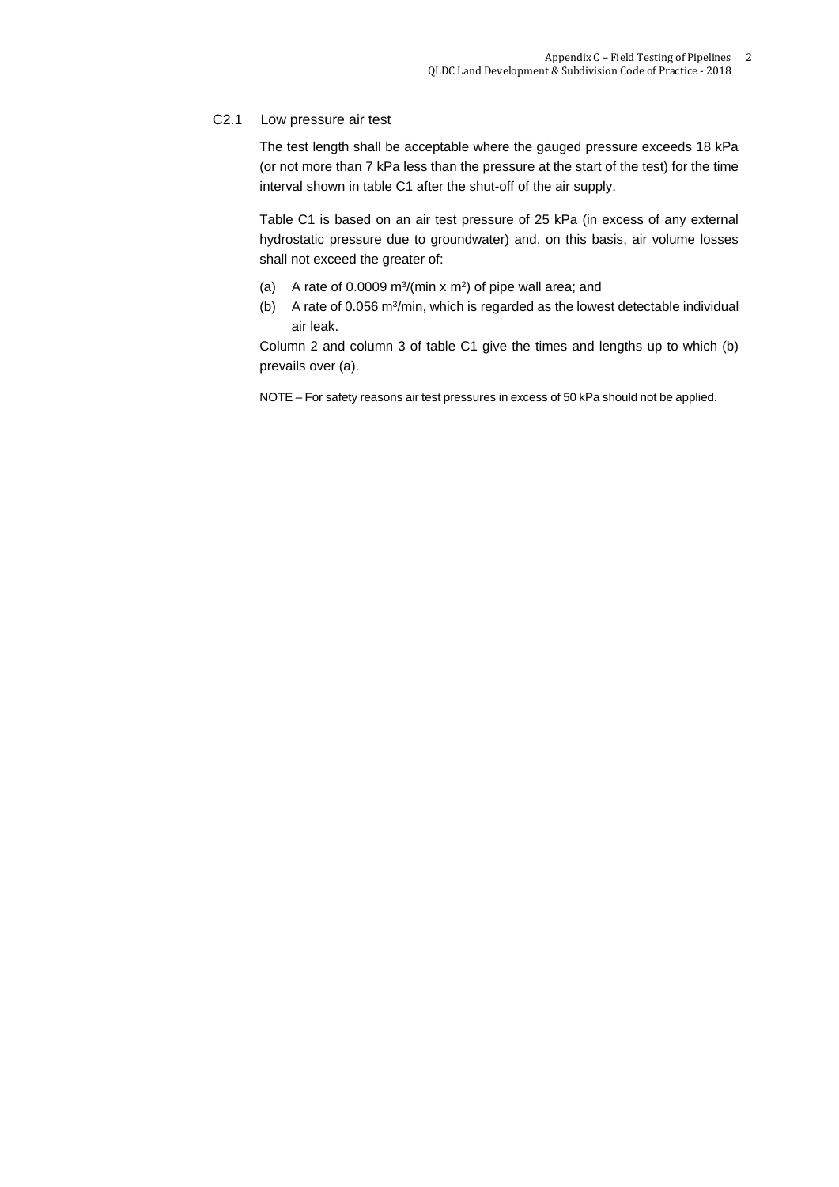### C2.1 Low pressure air test

The test length shall be acceptable where the gauged pressure exceeds 18 kPa (or not more than 7 kPa less than the pressure at the start of the test) for the time interval shown in table C1 after the shut-off of the air supply.

Table C1 is based on an air test pressure of 25 kPa (in excess of any external hydrostatic pressure due to groundwater) and, on this basis, air volume losses shall not exceed the greater of:

(a) A rate of 0.0009 $m^3/(min \times m^2)$ of pipe wall area; and

(b) A rate of 0.056 $m^3/min$, which is regarded as the lowest detectable individual air leak.

Column 2 and column 3 of table C1 give the times and lengths up to which (b) prevails over (a).

NOTE – For safety reasons air test pressures in excess of 50 kPa should not be applied.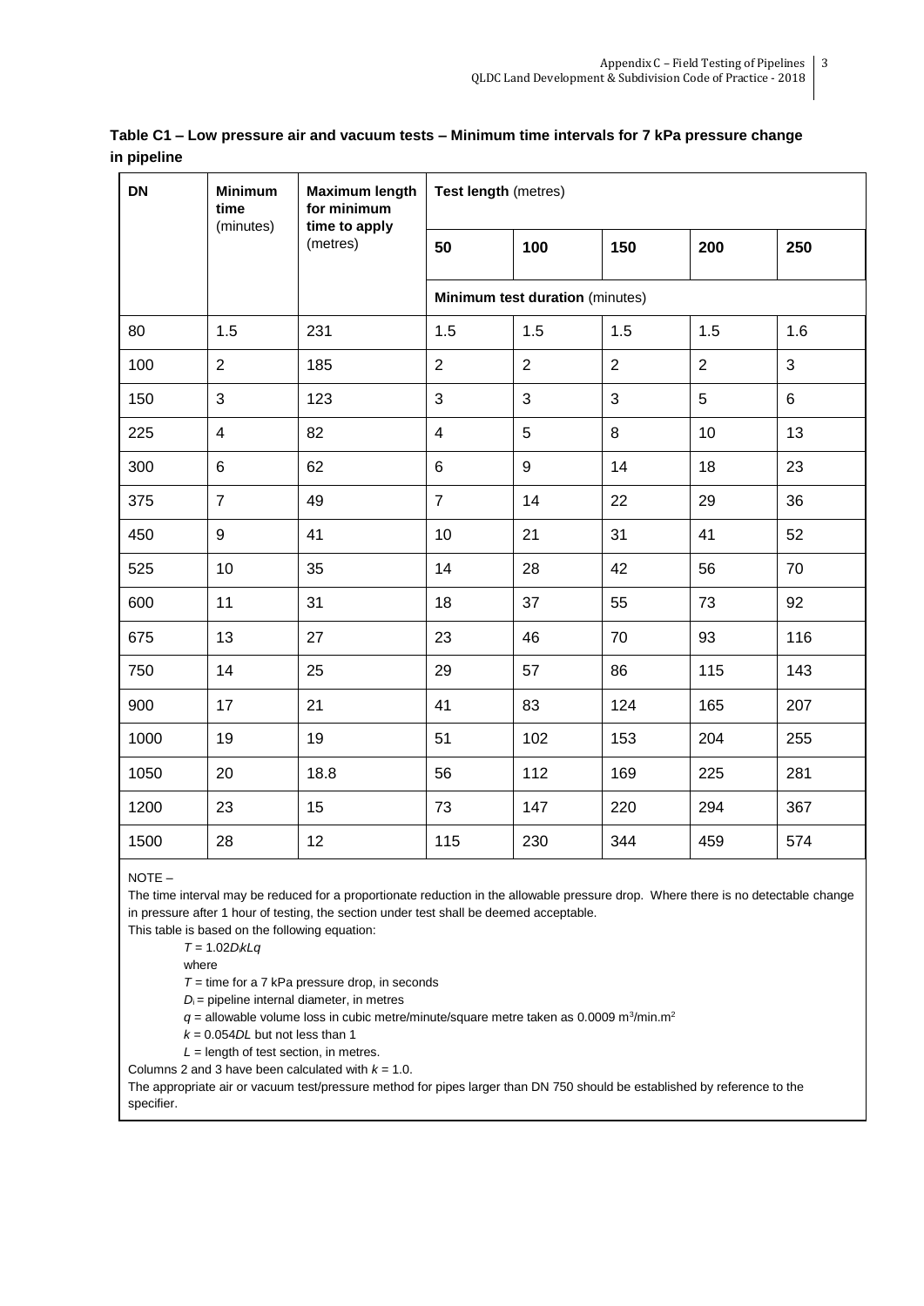**Table C1 – Low pressure air and vacuum tests – Minimum time intervals for 7 kPa pressure change in pipeline**

| DN | Minimum time (minutes) | Maximum length for minimum time to apply (metres) | Test length (metres) | | | | |
|---|---|---|---|---|---|---|---|
| | | | 50 | 100 | 150 | 200 | 250 |
| | | | Minimum test duration (minutes) | | | | |
| 80 | 1.5 | 231 | 1.5 | 1.5 | 1.5 | 1.5 | 1.6 |
| 100 | 2 | 185 | 2 | 2 | 2 | 2 | 3 |
| 150 | 3 | 123 | 3 | 3 | 3 | 5 | 6 |
| 225 | 4 | 82 | 4 | 5 | 8 | 10 | 13 |
| 300 | 6 | 62 | 6 | 9 | 14 | 18 | 23 |
| 375 | 7 | 49 | 7 | 14 | 22 | 29 | 36 |
| 450 | 9 | 41 | 10 | 21 | 31 | 41 | 52 |
| 525 | 10 | 35 | 14 | 28 | 42 | 56 | 70 |
| 600 | 11 | 31 | 18 | 37 | 55 | 73 | 92 |
| 675 | 13 | 27 | 23 | 46 | 70 | 93 | 116 |
| 750 | 14 | 25 | 29 | 57 | 86 | 115 | 143 |
| 900 | 17 | 21 | 41 | 83 | 124 | 165 | 207 |
| 1000 | 19 | 19 | 51 | 102 | 153 | 204 | 255 |
| 1050 | 20 | 18.8 | 56 | 112 | 169 | 225 | 281 |
| 1200 | 23 | 15 | 73 | 147 | 220 | 294 | 367 |
| 1500 | 28 | 12 | 115 | 230 | 344 | 459 | 574 |

NOTE –

The time interval may be reduced for a proportionate reduction in the allowable pressure drop. Where there is no detectable change in pressure after 1 hour of testing, the section under test shall be deemed acceptable.

This table is based on the following equation:

$T = 1.02 D_i k L q$

where

$T$ = time for a 7 kPa pressure drop, in seconds

$D_i$ = pipeline internal diameter, in metres

$q$ = allowable volume loss in cubic metre/minute/square metre taken as 0.0009 $m^3/min.m^2$

$k = 0.054DL$ but not less than 1

$L$ = length of test section, in metres.

Columns 2 and 3 have been calculated with $k = 1.0$.

The appropriate air or vacuum test/pressure method for pipes larger than DN 750 should be established by reference to the specifier.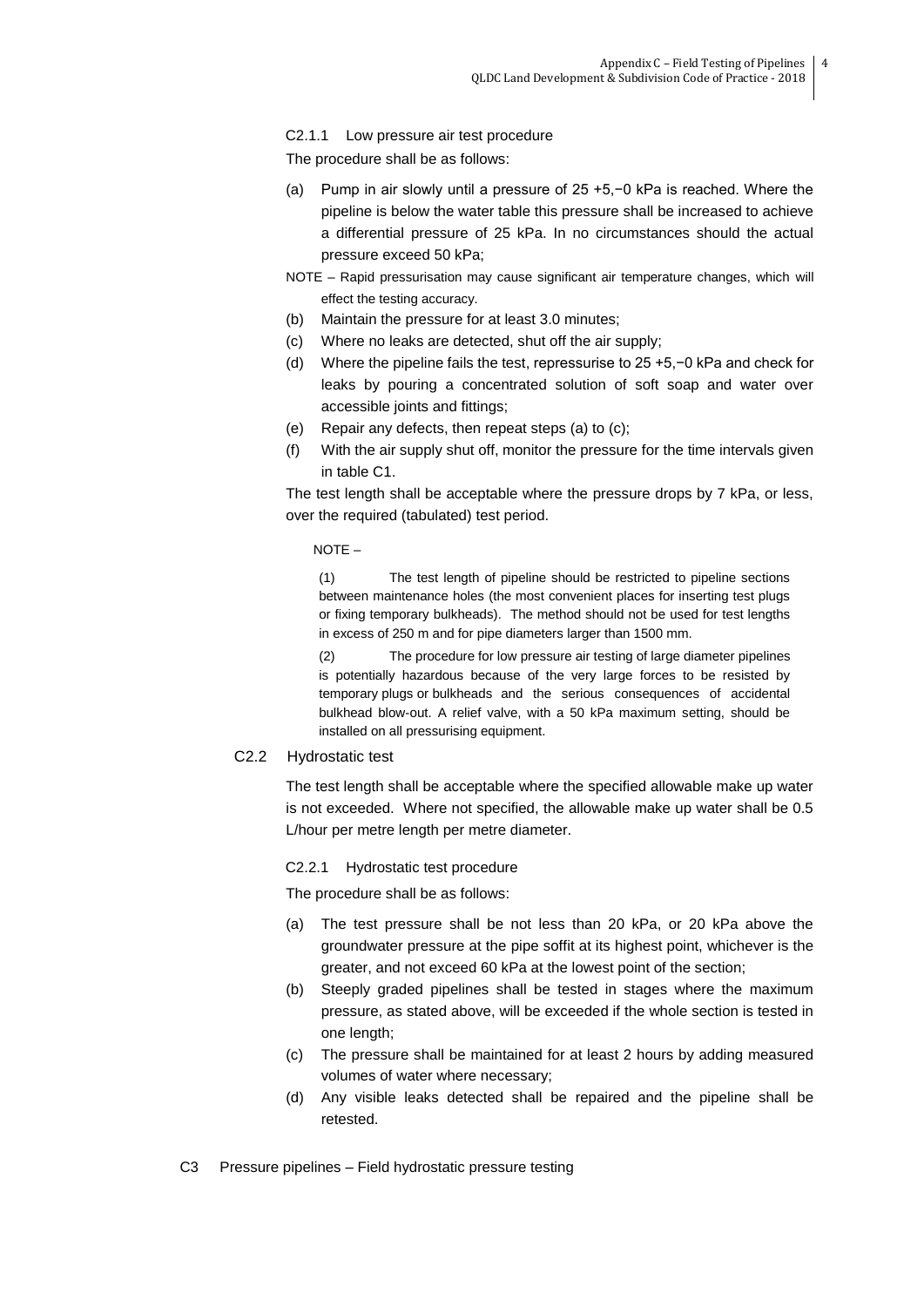#### C2.1.1 Low pressure air test procedure

The procedure shall be as follows:

(a) Pump in air slowly until a pressure of 25 +5,−0 kPa is reached. Where the pipeline is below the water table this pressure shall be increased to achieve a differential pressure of 25 kPa. In no circumstances should the actual pressure exceed 50 kPa;

NOTE – Rapid pressurisation may cause significant air temperature changes, which will effect the testing accuracy.

(b) Maintain the pressure for at least 3.0 minutes;

(c) Where no leaks are detected, shut off the air supply;

(d) Where the pipeline fails the test, repressurise to 25 +5,−0 kPa and check for leaks by pouring a concentrated solution of soft soap and water over accessible joints and fittings;

(e) Repair any defects, then repeat steps (a) to (c);

(f) With the air supply shut off, monitor the pressure for the time intervals given in table C1.

The test length shall be acceptable where the pressure drops by 7 kPa, or less, over the required (tabulated) test period.

NOTE –

(1) The test length of pipeline should be restricted to pipeline sections between maintenance holes (the most convenient places for inserting test plugs or fixing temporary bulkheads). The method should not be used for test lengths in excess of 250 m and for pipe diameters larger than 1500 mm.

(2) The procedure for low pressure air testing of large diameter pipelines is potentially hazardous because of the very large forces to be resisted by temporary plugs or bulkheads and the serious consequences of accidental bulkhead blow-out. A relief valve, with a 50 kPa maximum setting, should be installed on all pressurising equipment.

### C2.2 Hydrostatic test

The test length shall be acceptable where the specified allowable make up water is not exceeded. Where not specified, the allowable make up water shall be 0.5 L/hour per metre length per metre diameter.

#### C2.2.1 Hydrostatic test procedure

The procedure shall be as follows:

(a) The test pressure shall be not less than 20 kPa, or 20 kPa above the groundwater pressure at the pipe soffit at its highest point, whichever is the greater, and not exceed 60 kPa at the lowest point of the section;

(b) Steeply graded pipelines shall be tested in stages where the maximum pressure, as stated above, will be exceeded if the whole section is tested in one length;

(c) The pressure shall be maintained for at least 2 hours by adding measured volumes of water where necessary;

(d) Any visible leaks detected shall be repaired and the pipeline shall be retested.

## C3 Pressure pipelines – Field hydrostatic pressure testing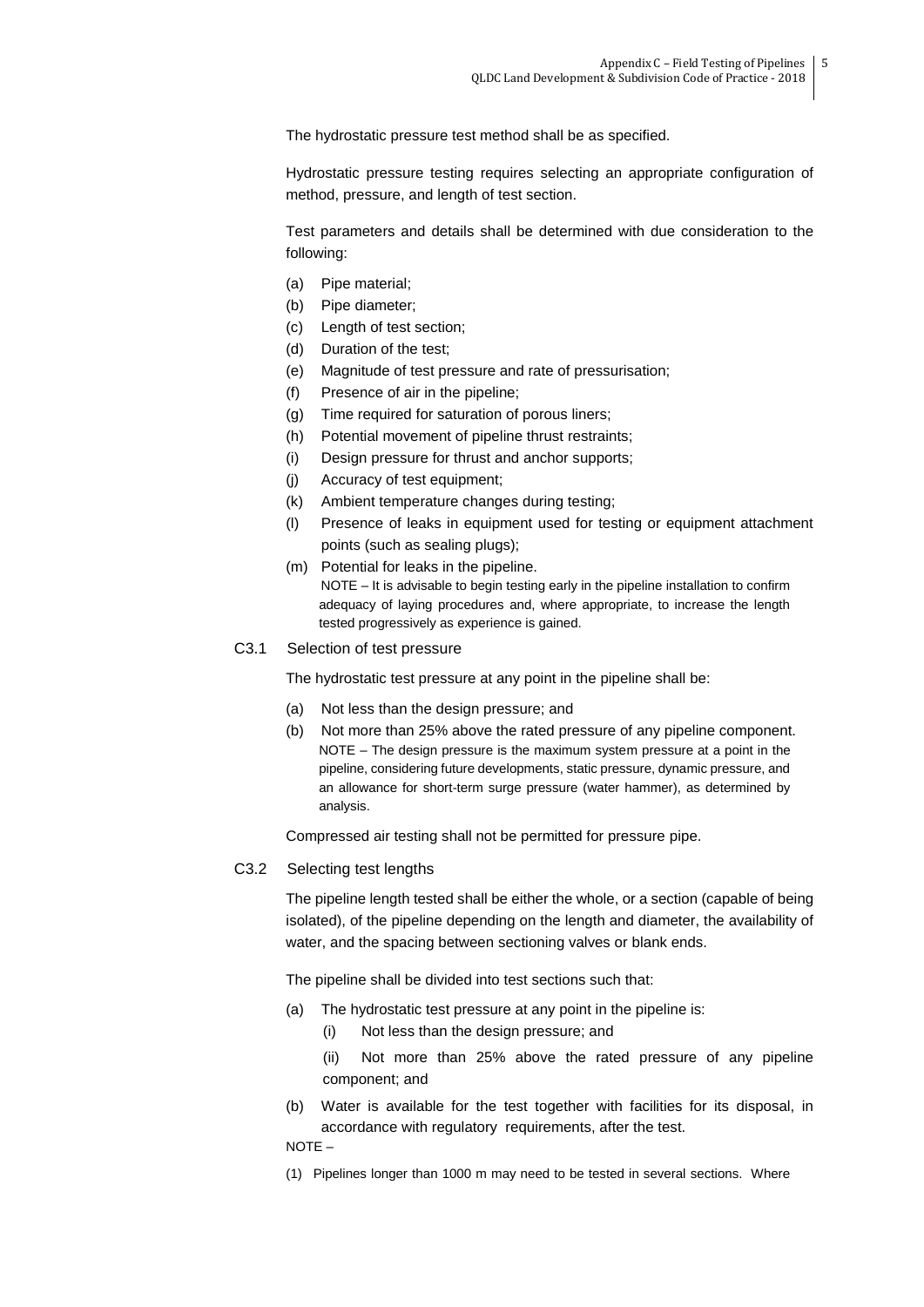The hydrostatic pressure test method shall be as specified.

Hydrostatic pressure testing requires selecting an appropriate configuration of method, pressure, and length of test section.

Test parameters and details shall be determined with due consideration to the following:

(a) Pipe material;
(b) Pipe diameter;
(c) Length of test section;
(d) Duration of the test;
(e) Magnitude of test pressure and rate of pressurisation;
(f) Presence of air in the pipeline;
(g) Time required for saturation of porous liners;
(h) Potential movement of pipeline thrust restraints;
(i) Design pressure for thrust and anchor supports;
(j) Accuracy of test equipment;
(k) Ambient temperature changes during testing;
(l) Presence of leaks in equipment used for testing or equipment attachment points (such as sealing plugs);
(m) Potential for leaks in the pipeline.

NOTE – It is advisable to begin testing early in the pipeline installation to confirm adequacy of laying procedures and, where appropriate, to increase the length tested progressively as experience is gained.

## C3.1 Selection of test pressure

The hydrostatic test pressure at any point in the pipeline shall be:

(a) Not less than the design pressure; and
(b) Not more than 25% above the rated pressure of any pipeline component.

NOTE – The design pressure is the maximum system pressure at a point in the pipeline, considering future developments, static pressure, dynamic pressure, and an allowance for short-term surge pressure (water hammer), as determined by analysis.

Compressed air testing shall not be permitted for pressure pipe.

## C3.2 Selecting test lengths

The pipeline length tested shall be either the whole, or a section (capable of being isolated), of the pipeline depending on the length and diameter, the availability of water, and the spacing between sectioning valves or blank ends.

The pipeline shall be divided into test sections such that:

(a) The hydrostatic test pressure at any point in the pipeline is:
   (i) Not less than the design pressure; and
   (ii) Not more than 25% above the rated pressure of any pipeline component; and
(b) Water is available for the test together with facilities for its disposal, in accordance with regulatory requirements, after the test.

NOTE –

(1) Pipelines longer than 1000 m may need to be tested in several sections. Where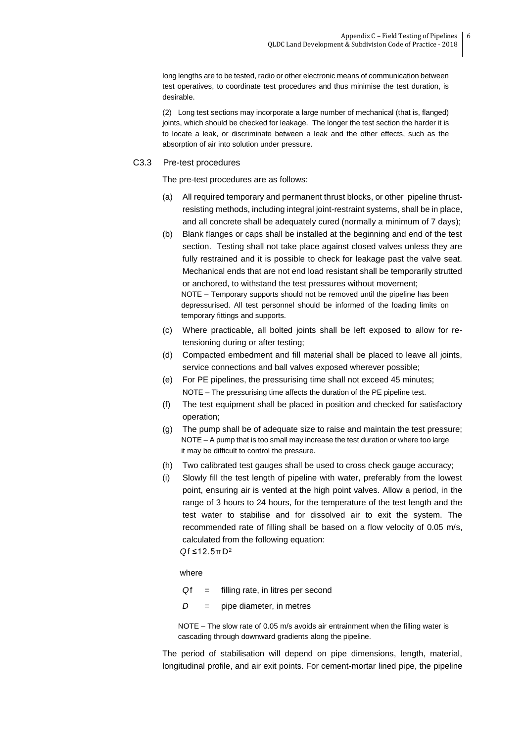long lengths are to be tested, radio or other electronic means of communication between test operatives, to coordinate test procedures and thus minimise the test duration, is desirable.

(2) Long test sections may incorporate a large number of mechanical (that is, flanged) joints, which should be checked for leakage. The longer the test section the harder it is to locate a leak, or discriminate between a leak and the other effects, such as the absorption of air into solution under pressure.

## C3.3 Pre-test procedures

The pre-test procedures are as follows:

(a) All required temporary and permanent thrust blocks, or other pipeline thrust-resisting methods, including integral joint-restraint systems, shall be in place, and all concrete shall be adequately cured (normally a minimum of 7 days);

(b) Blank flanges or caps shall be installed at the beginning and end of the test section. Testing shall not take place against closed valves unless they are fully restrained and it is possible to check for leakage past the valve seat. Mechanical ends that are not end load resistant shall be temporarily strutted or anchored, to withstand the test pressures without movement;

NOTE – Temporary supports should not be removed until the pipeline has been depressurised. All test personnel should be informed of the loading limits on temporary fittings and supports.

(c) Where practicable, all bolted joints shall be left exposed to allow for re-tensioning during or after testing;

(d) Compacted embedment and fill material shall be placed to leave all joints, service connections and ball valves exposed wherever possible;

(e) For PE pipelines, the pressurising time shall not exceed 45 minutes;

NOTE – The pressurising time affects the duration of the PE pipeline test.

(f) The test equipment shall be placed in position and checked for satisfactory operation;

(g) The pump shall be of adequate size to raise and maintain the test pressure;

NOTE – A pump that is too small may increase the test duration or where too large it may be difficult to control the pressure.

(h) Two calibrated test gauges shall be used to cross check gauge accuracy;

(i) Slowly fill the test length of pipeline with water, preferably from the lowest point, ensuring air is vented at the high point valves. Allow a period, in the range of 3 hours to 24 hours, for the temperature of the test length and the test water to stabilise and for dissolved air to exit the system. The recommended rate of filling shall be based on a flow velocity of 0.05 m/s, calculated from the following equation:

$$Q_f \leq 12.5\pi D^2$$

where

$Q_f$ = filling rate, in litres per second

$D$ = pipe diameter, in metres

NOTE – The slow rate of 0.05 m/s avoids air entrainment when the filling water is cascading through downward gradients along the pipeline.

The period of stabilisation will depend on pipe dimensions, length, material, longitudinal profile, and air exit points. For cement-mortar lined pipe, the pipeline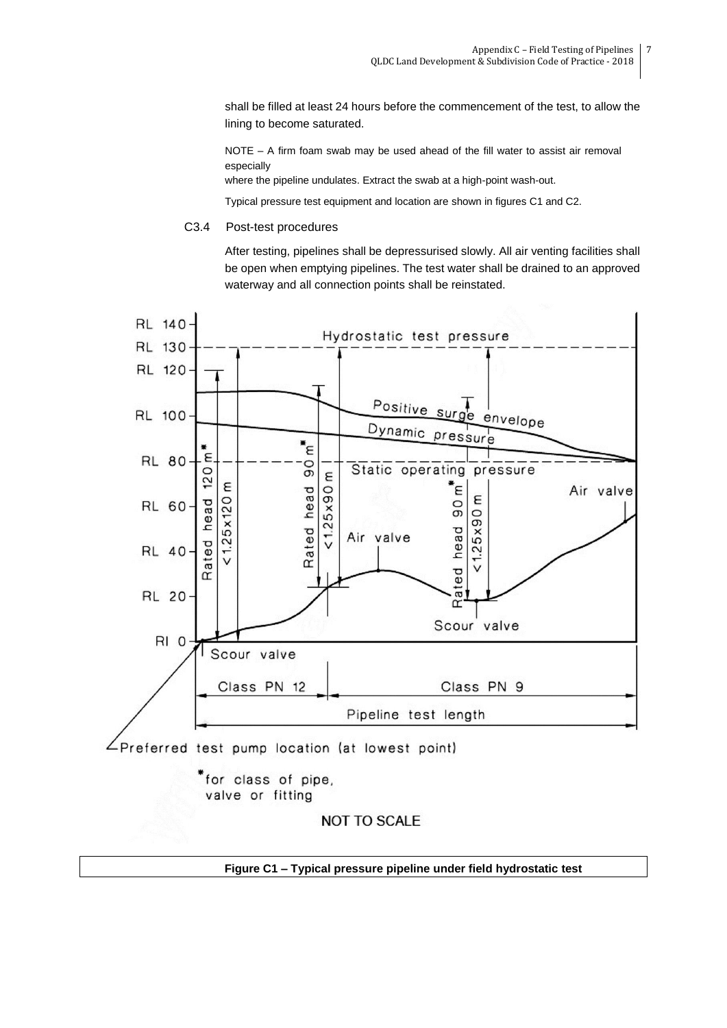shall be filled at least 24 hours before the commencement of the test, to allow the lining to become saturated.

NOTE – A firm foam swab may be used ahead of the fill water to assist air removal especially where the pipeline undulates. Extract the swab at a high-point wash-out.

Typical pressure test equipment and location are shown in figures C1 and C2.

### C3.4 Post-test procedures

After testing, pipelines shall be depressurised slowly. All air venting facilities shall be open when emptying pipelines. The test water shall be drained to an approved waterway and all connection points shall be reinstated.

**Figure C1 – Typical pressure pipeline under field hydrostatic test**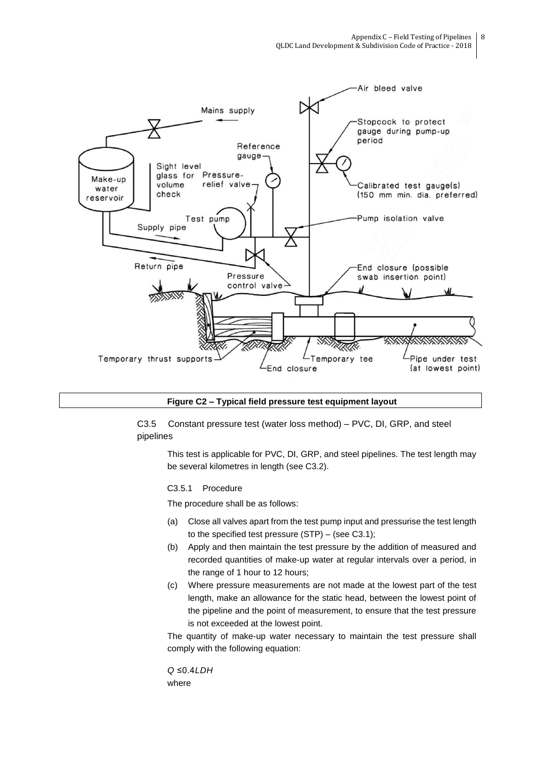**Figure C2 – Typical field pressure test equipment layout**

## C3.5 Constant pressure test (water loss method) – PVC, DI, GRP, and steel pipelines

This test is applicable for PVC, DI, GRP, and steel pipelines. The test length may be several kilometres in length (see C3.2).

### C3.5.1 Procedure

The procedure shall be as follows:

(a) Close all valves apart from the test pump input and pressurise the test length to the specified test pressure (STP) – (see C3.1);

(b) Apply and then maintain the test pressure by the addition of measured and recorded quantities of make-up water at regular intervals over a period, in the range of 1 hour to 12 hours;

(c) Where pressure measurements are not made at the lowest part of the test length, make an allowance for the static head, between the lowest point of the pipeline and the point of measurement, to ensure that the test pressure is not exceeded at the lowest point.

The quantity of make-up water necessary to maintain the test pressure shall comply with the following equation:

$$Q \leq 0.4LDH$$

where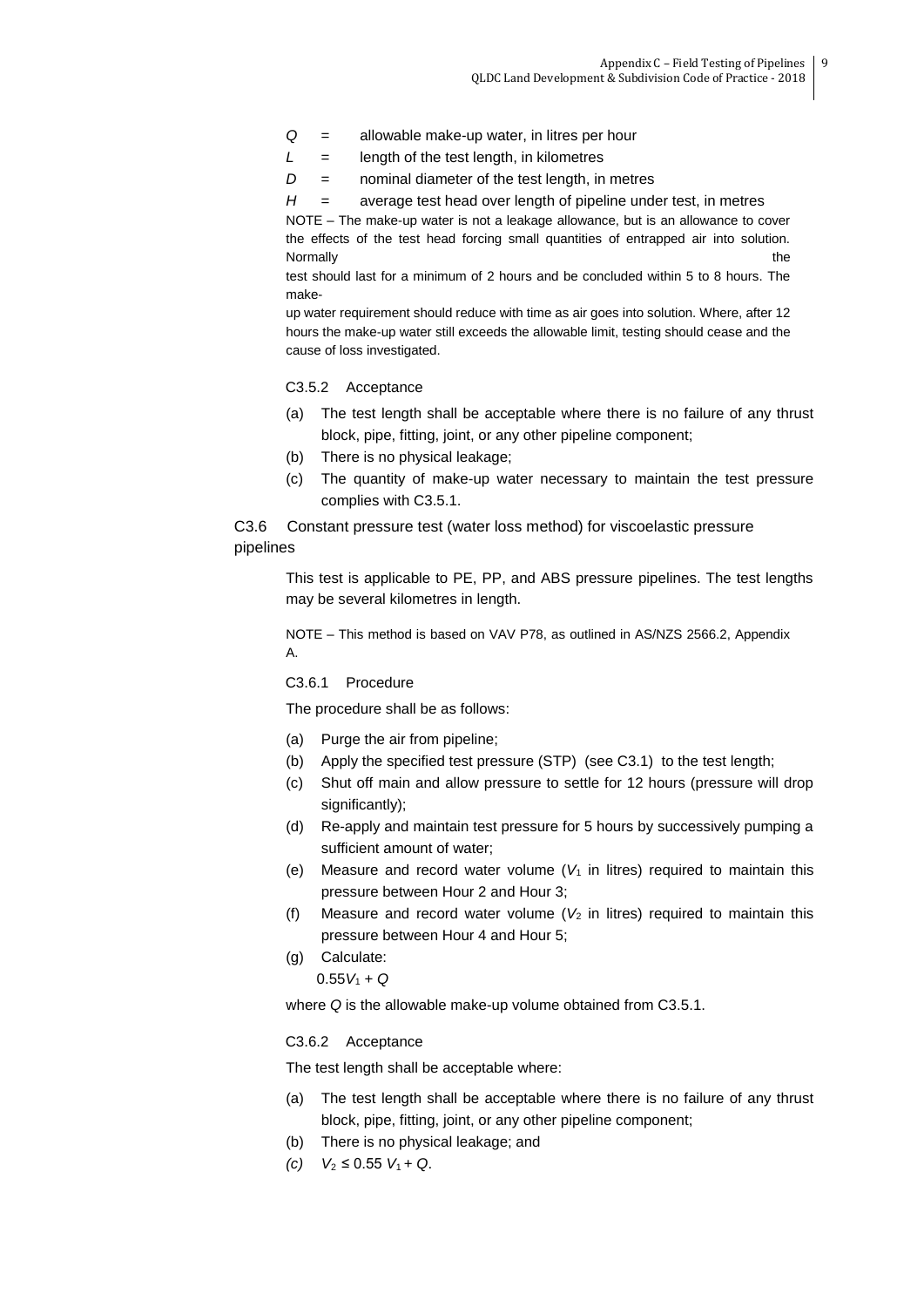$Q$ = allowable make-up water, in litres per hour

$L$ = length of the test length, in kilometres

$D$ = nominal diameter of the test length, in metres

$H$ = average test head over length of pipeline under test, in metres

NOTE – The make-up water is not a leakage allowance, but is an allowance to cover the effects of the test head forcing small quantities of entrapped air into solution. Normally the test should last for a minimum of 2 hours and be concluded within 5 to 8 hours. The make-up water requirement should reduce with time as air goes into solution. Where, after 12 hours the make-up water still exceeds the allowable limit, testing should cease and the cause of loss investigated.

C3.5.2 Acceptance

(a) The test length shall be acceptable where there is no failure of any thrust block, pipe, fitting, joint, or any other pipeline component;

(b) There is no physical leakage;

(c) The quantity of make-up water necessary to maintain the test pressure complies with C3.5.1.

C3.6 Constant pressure test (water loss method) for viscoelastic pressure pipelines

This test is applicable to PE, PP, and ABS pressure pipelines. The test lengths may be several kilometres in length.

NOTE – This method is based on VAV P78, as outlined in AS/NZS 2566.2, Appendix A.

C3.6.1 Procedure

The procedure shall be as follows:

(a) Purge the air from pipeline;

(b) Apply the specified test pressure (STP) (see C3.1) to the test length;

(c) Shut off main and allow pressure to settle for 12 hours (pressure will drop significantly);

(d) Re-apply and maintain test pressure for 5 hours by successively pumping a sufficient amount of water;

(e) Measure and record water volume ($V_1$ in litres) required to maintain this pressure between Hour 2 and Hour 3;

(f) Measure and record water volume ($V_2$ in litres) required to maintain this pressure between Hour 4 and Hour 5;

(g) Calculate:
$0.55V_1 + Q$

where $Q$ is the allowable make-up volume obtained from C3.5.1.

C3.6.2 Acceptance

The test length shall be acceptable where:

(a) The test length shall be acceptable where there is no failure of any thrust block, pipe, fitting, joint, or any other pipeline component;

(b) There is no physical leakage; and

*(c)* $V_2 \leq 0.55\, V_1 + Q$.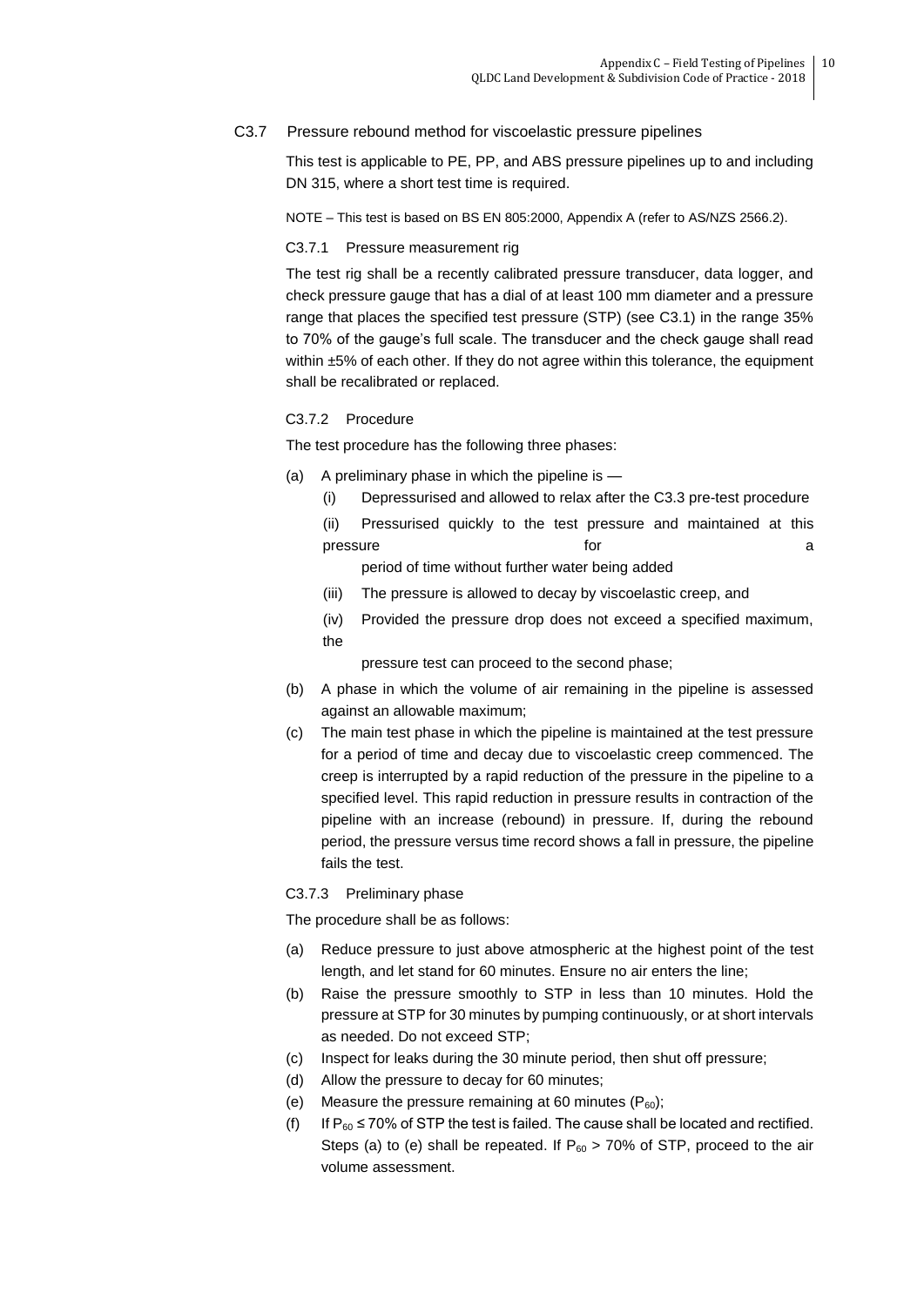## C3.7 Pressure rebound method for viscoelastic pressure pipelines

This test is applicable to PE, PP, and ABS pressure pipelines up to and including DN 315, where a short test time is required.

NOTE – This test is based on BS EN 805:2000, Appendix A (refer to AS/NZS 2566.2).

### C3.7.1 Pressure measurement rig

The test rig shall be a recently calibrated pressure transducer, data logger, and check pressure gauge that has a dial of at least 100 mm diameter and a pressure range that places the specified test pressure (STP) (see C3.1) in the range 35% to 70% of the gauge's full scale. The transducer and the check gauge shall read within ±5% of each other. If they do not agree within this tolerance, the equipment shall be recalibrated or replaced.

### C3.7.2 Procedure

The test procedure has the following three phases:

(a) A preliminary phase in which the pipeline is —

  (i) Depressurised and allowed to relax after the C3.3 pre-test procedure

  (ii) Pressurised quickly to the test pressure and maintained at this pressure for a period of time without further water being added

  (iii) The pressure is allowed to decay by viscoelastic creep, and

  (iv) Provided the pressure drop does not exceed a specified maximum, the pressure test can proceed to the second phase;

(b) A phase in which the volume of air remaining in the pipeline is assessed against an allowable maximum;

(c) The main test phase in which the pipeline is maintained at the test pressure for a period of time and decay due to viscoelastic creep commenced. The creep is interrupted by a rapid reduction of the pressure in the pipeline to a specified level. This rapid reduction in pressure results in contraction of the pipeline with an increase (rebound) in pressure. If, during the rebound period, the pressure versus time record shows a fall in pressure, the pipeline fails the test.

### C3.7.3 Preliminary phase

The procedure shall be as follows:

(a) Reduce pressure to just above atmospheric at the highest point of the test length, and let stand for 60 minutes. Ensure no air enters the line;

(b) Raise the pressure smoothly to STP in less than 10 minutes. Hold the pressure at STP for 30 minutes by pumping continuously, or at short intervals as needed. Do not exceed STP;

(c) Inspect for leaks during the 30 minute period, then shut off pressure;

(d) Allow the pressure to decay for 60 minutes;

(e) Measure the pressure remaining at 60 minutes ($P_{60}$);

(f) If $P_{60} \leq 70\%$ of STP the test is failed. The cause shall be located and rectified. Steps (a) to (e) shall be repeated. If $P_{60} > 70\%$ of STP, proceed to the air volume assessment.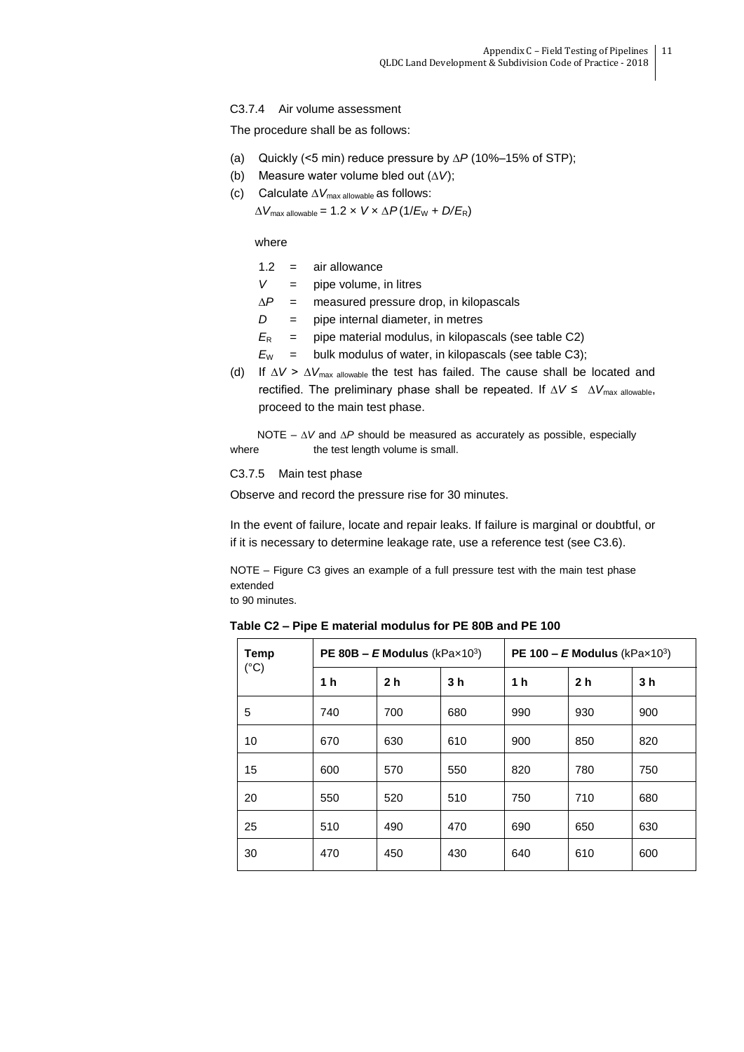### C3.7.4 Air volume assessment

The procedure shall be as follows:

(a) Quickly (<5 min) reduce pressure by $\Delta P$ (10%–15% of STP);

(b) Measure water volume bled out ($\Delta V$);

(c) Calculate $\Delta V_{\text{max allowable}}$ as follows:

$$\Delta V_{\text{max allowable}} = 1.2 \times V \times \Delta P\,(1/E_W + D/E_R)$$

where

| | | |
|---|---|---|
| 1.2 | = | air allowance |
| $V$ | = | pipe volume, in litres |
| $\Delta P$ | = | measured pressure drop, in kilopascals |
| $D$ | = | pipe internal diameter, in metres |
| $E_R$ | = | pipe material modulus, in kilopascals (see table C2) |
| $E_W$ | = | bulk modulus of water, in kilopascals (see table C3); |

(d) If $\Delta V > \Delta V_{\text{max allowable}}$ the test has failed. The cause shall be located and rectified. The preliminary phase shall be repeated. If $\Delta V \le \Delta V_{\text{max allowable}}$, proceed to the main test phase.

NOTE – $\Delta V$ and $\Delta P$ should be measured as accurately as possible, especially where the test length volume is small.

### C3.7.5 Main test phase

Observe and record the pressure rise for 30 minutes.

In the event of failure, locate and repair leaks. If failure is marginal or doubtful, or if it is necessary to determine leakage rate, use a reference test (see C3.6).

NOTE – Figure C3 gives an example of a full pressure test with the main test phase extended to 90 minutes.

**Table C2 – Pipe E material modulus for PE 80B and PE 100**

| Temp (°C) | **PE 80B – *E* Modulus** (kPa×$10^3$) | | | **PE 100 – *E* Modulus** (kPa×$10^3$) | | |
|---|---|---|---|---|---|---|
| | **1 h** | **2 h** | **3 h** | **1 h** | **2 h** | **3 h** |
| 5 | 740 | 700 | 680 | 990 | 930 | 900 |
| 10 | 670 | 630 | 610 | 900 | 850 | 820 |
| 15 | 600 | 570 | 550 | 820 | 780 | 750 |
| 20 | 550 | 520 | 510 | 750 | 710 | 680 |
| 25 | 510 | 490 | 470 | 690 | 650 | 630 |
| 30 | 470 | 450 | 430 | 640 | 610 | 600 |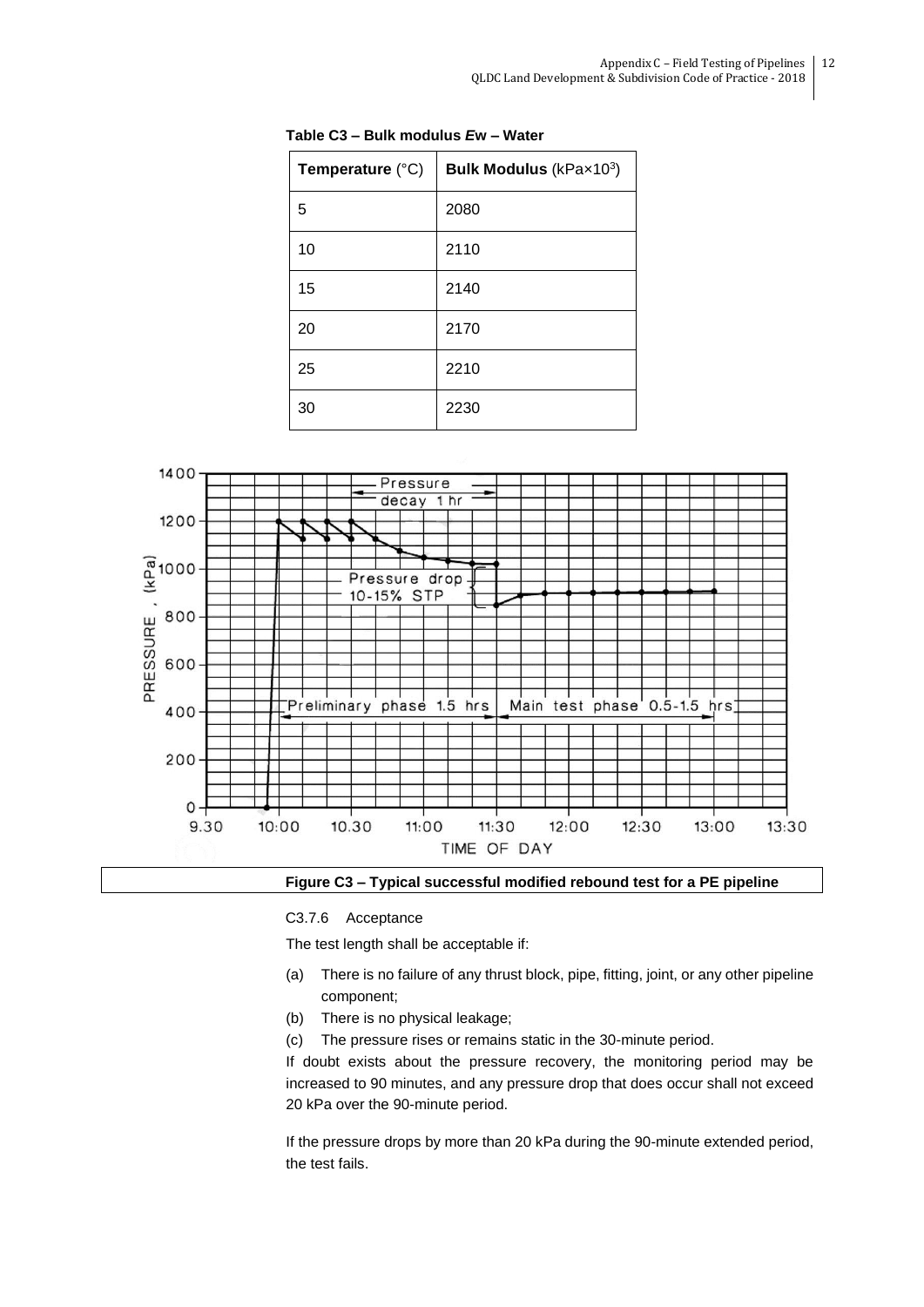**Table C3 – Bulk modulus *E*w – Water**

| Temperature (°C) | Bulk Modulus (kPa×$10^3$) |
|---|---|
| 5 | 2080 |
| 10 | 2110 |
| 15 | 2140 |
| 20 | 2170 |
| 25 | 2210 |
| 30 | 2230 |

**Figure C3 – Typical successful modified rebound test for a PE pipeline**

C3.7.6 Acceptance

The test length shall be acceptable if:

(a) There is no failure of any thrust block, pipe, fitting, joint, or any other pipeline component;

(b) There is no physical leakage;

(c) The pressure rises or remains static in the 30-minute period.

If doubt exists about the pressure recovery, the monitoring period may be increased to 90 minutes, and any pressure drop that does occur shall not exceed 20 kPa over the 90-minute period.

If the pressure drops by more than 20 kPa during the 90-minute extended period, the test fails.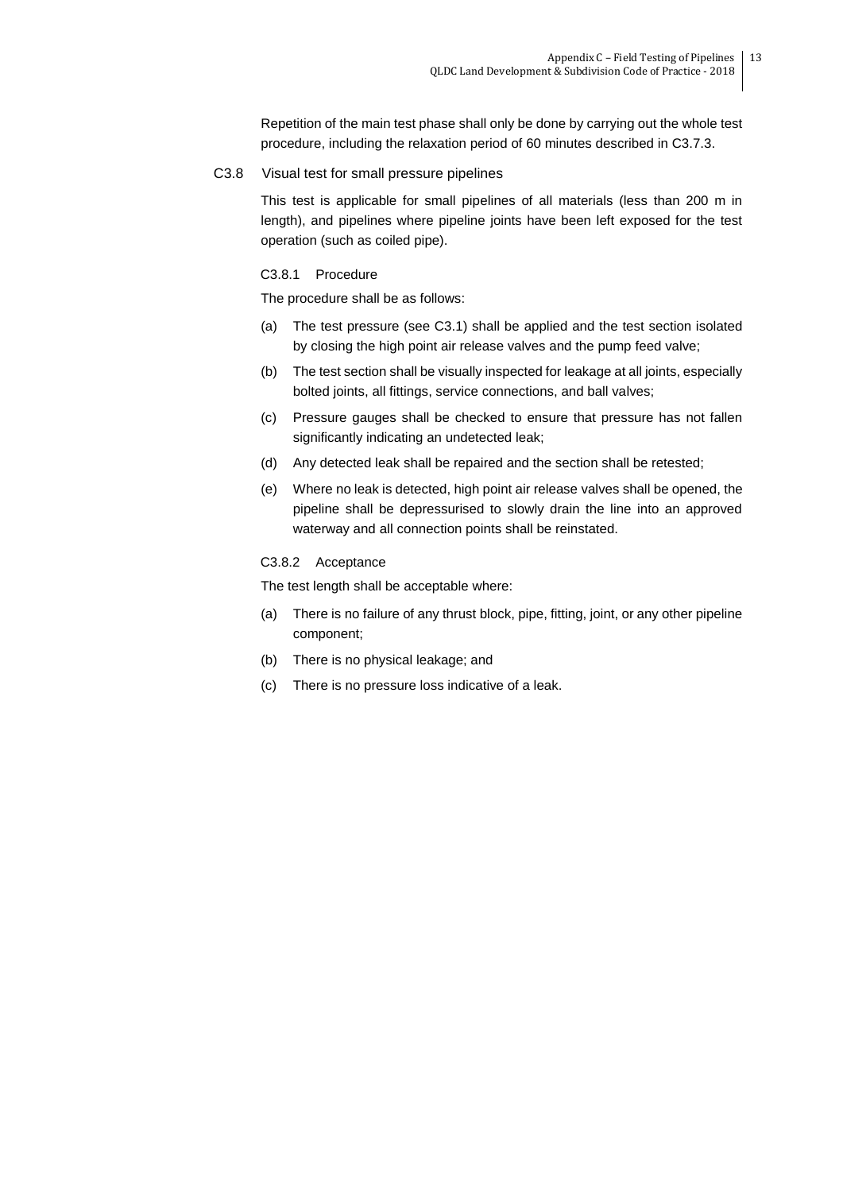Repetition of the main test phase shall only be done by carrying out the whole test procedure, including the relaxation period of 60 minutes described in C3.7.3.

## C3.8 Visual test for small pressure pipelines

This test is applicable for small pipelines of all materials (less than 200 m in length), and pipelines where pipeline joints have been left exposed for the test operation (such as coiled pipe).

### C3.8.1 Procedure

The procedure shall be as follows:

(a) The test pressure (see C3.1) shall be applied and the test section isolated by closing the high point air release valves and the pump feed valve;

(b) The test section shall be visually inspected for leakage at all joints, especially bolted joints, all fittings, service connections, and ball valves;

(c) Pressure gauges shall be checked to ensure that pressure has not fallen significantly indicating an undetected leak;

(d) Any detected leak shall be repaired and the section shall be retested;

(e) Where no leak is detected, high point air release valves shall be opened, the pipeline shall be depressurised to slowly drain the line into an approved waterway and all connection points shall be reinstated.

### C3.8.2 Acceptance

The test length shall be acceptable where:

(a) There is no failure of any thrust block, pipe, fitting, joint, or any other pipeline component;

(b) There is no physical leakage; and

(c) There is no pressure loss indicative of a leak.